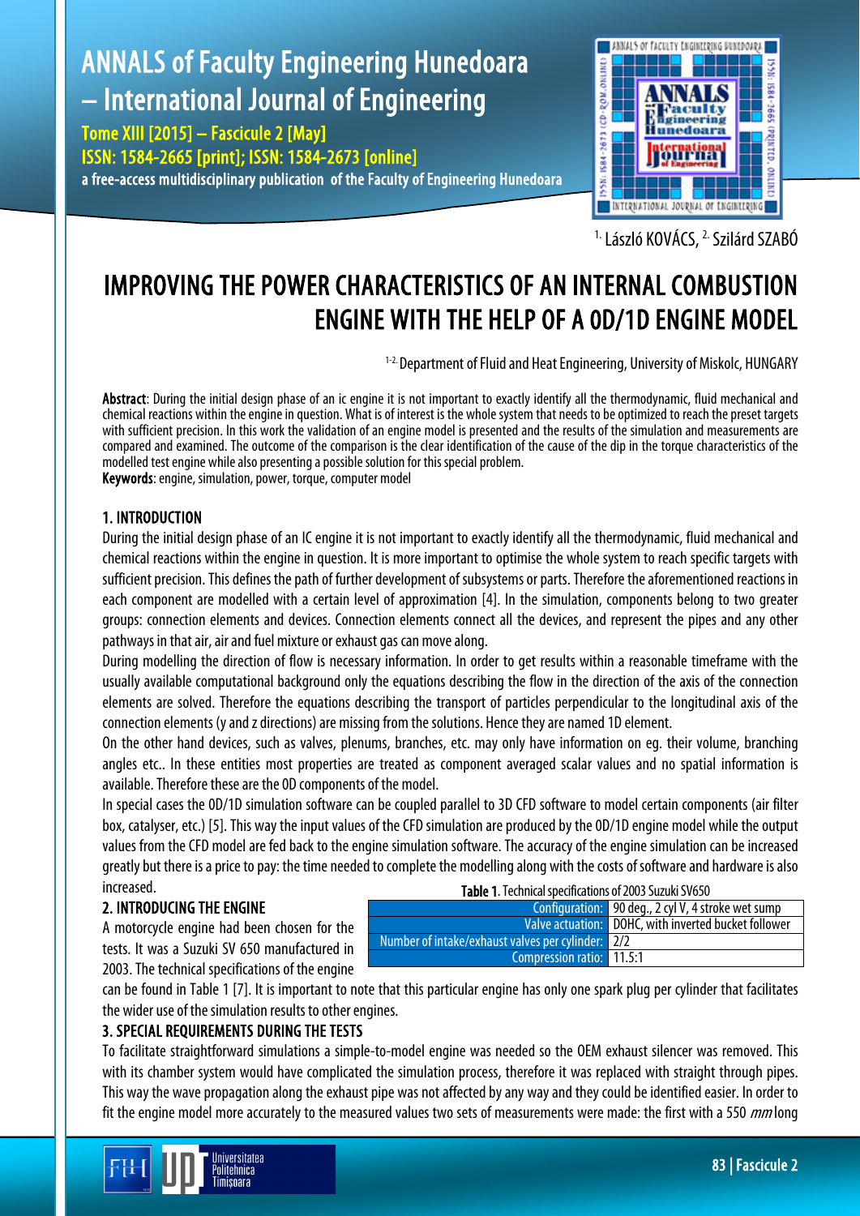[1.] László KOVÁCS, [2.] Szilárd SZABÓ

# IMPROVING THE POWER CHARACTERISTICS OF AN INTERNAL COMBUSTION ENGINE WITH THE HELP OF A 0D/1D ENGINE MODEL

[1-2.] Department of Fluid and Heat Engineering, University of Miskolc, HUNGARY

**Abstract**: During the initial design phase of an ic engine it is not important to exactly identify all the thermodynamic, fluid mechanical and chemical reactions within the engine in question. What is of interest is the whole system that needs to be optimized to reach the preset targets with sufficient precision. In this work the validation of an engine model is presented and the results of the simulation and measurements are compared and examined. The outcome of the comparison is the clear identification of the cause of the dip in the torque characteristics of the modelled test engine while also presenting a possible solution for this special problem.

**Keywords**: engine, simulation, power, torque, computer model

## 1. INTRODUCTION

During the initial design phase of an IC engine it is not important to exactly identify all the thermodynamic, fluid mechanical and chemical reactions within the engine in question. It is more important to optimise the whole system to reach specific targets with sufficient precision. This defines the path of further development of subsystems or parts. Therefore the aforementioned reactions in each component are modelled with a certain level of approximation [4]. In the simulation, components belong to two greater groups: connection elements and devices. Connection elements connect all the devices, and represent the pipes and any other pathways in that air, air and fuel mixture or exhaust gas can move along.

During modelling the direction of flow is necessary information. In order to get results within a reasonable timeframe with the usually available computational background only the equations describing the flow in the direction of the axis of the connection elements are solved. Therefore the equations describing the transport of particles perpendicular to the longitudinal axis of the connection elements (y and z directions) are missing from the solutions. Hence they are named 1D element.

On the other hand devices, such as valves, plenums, branches, etc. may only have information on eg. their volume, branching angles etc.. In these entities most properties are treated as component averaged scalar values and no spatial information is available. Therefore these are the 0D components of the model.

In special cases the 0D/1D simulation software can be coupled parallel to 3D CFD software to model certain components (air filter box, catalyser, etc.) [5]. This way the input values of the CFD simulation are produced by the 0D/1D engine model while the output values from the CFD model are fed back to the engine simulation software. The accuracy of the engine simulation can be increased greatly but there is a price to pay: the time needed to complete the modelling along with the costs of software and hardware is also increased.

## 2. INTRODUCING THE ENGINE

A motorcycle engine had been chosen for the tests. It was a Suzuki SV 650 manufactured in 2003. The technical specifications of the engine can be found in Table 1 [7]. It is important to note that this particular engine has only one spark plug per cylinder that facilitates the wider use of the simulation results to other engines.

**Table 1.** Technical specifications of 2003 Suzuki SV650

| | |
|---|---|
| Configuration: | 90 deg., 2 cyl V, 4 stroke wet sump |
| Valve actuation: | DOHC, with inverted bucket follower |
| Number of intake/exhaust valves per cylinder: | 2/2 |
| Compression ratio: | 11.5:1 |

## 3. SPECIAL REQUIREMENTS DURING THE TESTS

To facilitate straightforward simulations a simple-to-model engine was needed so the OEM exhaust silencer was removed. This with its chamber system would have complicated the simulation process, therefore it was replaced with straight through pipes. This way the wave propagation along the exhaust pipe was not affected by any way and they could be identified easier. In order to fit the engine model more accurately to the measured values two sets of measurements were made: the first with a 550 *mm* long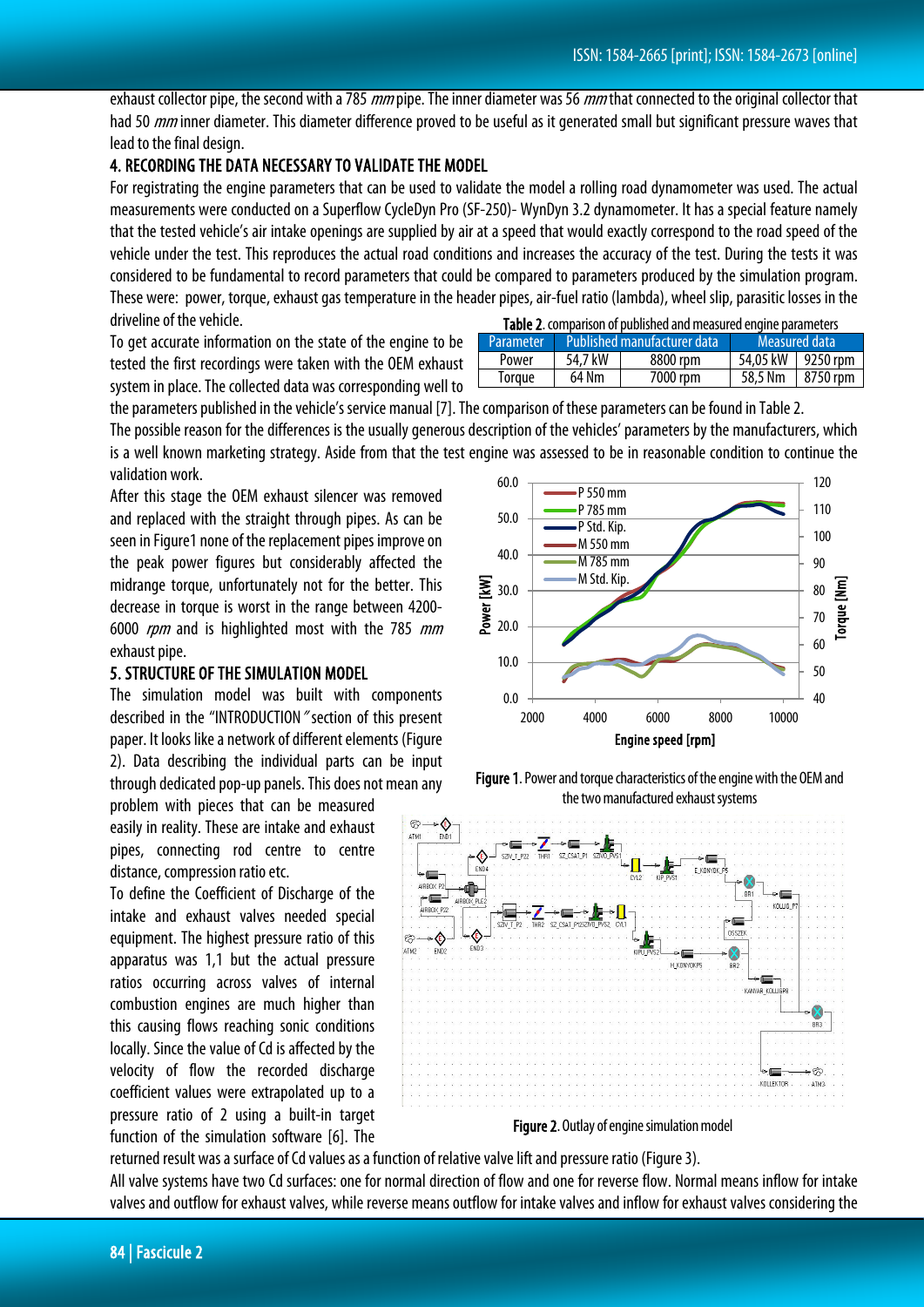exhaust collector pipe, the second with a 785 *mm* pipe. The inner diameter was 56 *mm* that connected to the original collector that had 50 *mm* inner diameter. This diameter difference proved to be useful as it generated small but significant pressure waves that lead to the final design.

## 4. RECORDING THE DATA NECESSARY TO VALIDATE THE MODEL

For registrating the engine parameters that can be used to validate the model a rolling road dynamometer was used. The actual measurements were conducted on a Superflow CycleDyn Pro (SF-250)- WynDyn 3.2 dynamometer. It has a special feature namely that the tested vehicle's air intake openings are supplied by air at a speed that would exactly correspond to the road speed of the vehicle under the test. This reproduces the actual road conditions and increases the accuracy of the test. During the tests it was considered to be fundamental to record parameters that could be compared to parameters produced by the simulation program. These were: power, torque, exhaust gas temperature in the header pipes, air-fuel ratio (lambda), wheel slip, parasitic losses in the driveline of the vehicle.

To get accurate information on the state of the engine to be tested the first recordings were taken with the OEM exhaust system in place. The collected data was corresponding well to the parameters published in the vehicle's service manual [7]. The comparison of these parameters can be found in Table 2.

**Table 2**. comparison of published and measured engine parameters

| Parameter | Published manufacturer data | | Measured data | |
|---|---|---|---|---|
| Power | 54,7 kW | 8800 rpm | 54,05 kW | 9250 rpm |
| Torque | 64 Nm | 7000 rpm | 58,5 Nm | 8750 rpm |

The possible reason for the differences is the usually generous description of the vehicles' parameters by the manufacturers, which is a well known marketing strategy. Aside from that the test engine was assessed to be in reasonable condition to continue the validation work.

After this stage the OEM exhaust silencer was removed and replaced with the straight through pipes. As can be seen in Figure1 none of the replacement pipes improve on the peak power figures but considerably affected the midrange torque, unfortunately not for the better. This decrease in torque is worst in the range between 4200-6000 *rpm* and is highlighted most with the 785 *mm* exhaust pipe.

**Figure 1**. Power and torque characteristics of the engine with the OEM and the two manufactured exhaust systems

## 5. STRUCTURE OF THE SIMULATION MODEL

The simulation model was built with components described in the "INTRODUCTION" section of this present paper. It looks like a network of different elements (Figure 2). Data describing the individual parts can be input through dedicated pop-up panels. This does not mean any problem with pieces that can be measured easily in reality. These are intake and exhaust pipes, connecting rod centre to centre distance, compression ratio etc.

To define the Coefficient of Discharge of the intake and exhaust valves needed special equipment. The highest pressure ratio of this apparatus was 1,1 but the actual pressure ratios occurring across valves of internal combustion engines are much higher than this causing flows reaching sonic conditions locally. Since the value of Cd is affected by the velocity of flow the recorded discharge coefficient values were extrapolated up to a pressure ratio of 2 using a built-in target function of the simulation software [6]. The returned result was a surface of Cd values as a function of relative valve lift and pressure ratio (Figure 3).

**Figure 2**. Outlay of engine simulation model

All valve systems have two Cd surfaces: one for normal direction of flow and one for reverse flow. Normal means inflow for intake valves and outflow for exhaust valves, while reverse means outflow for intake valves and inflow for exhaust valves considering the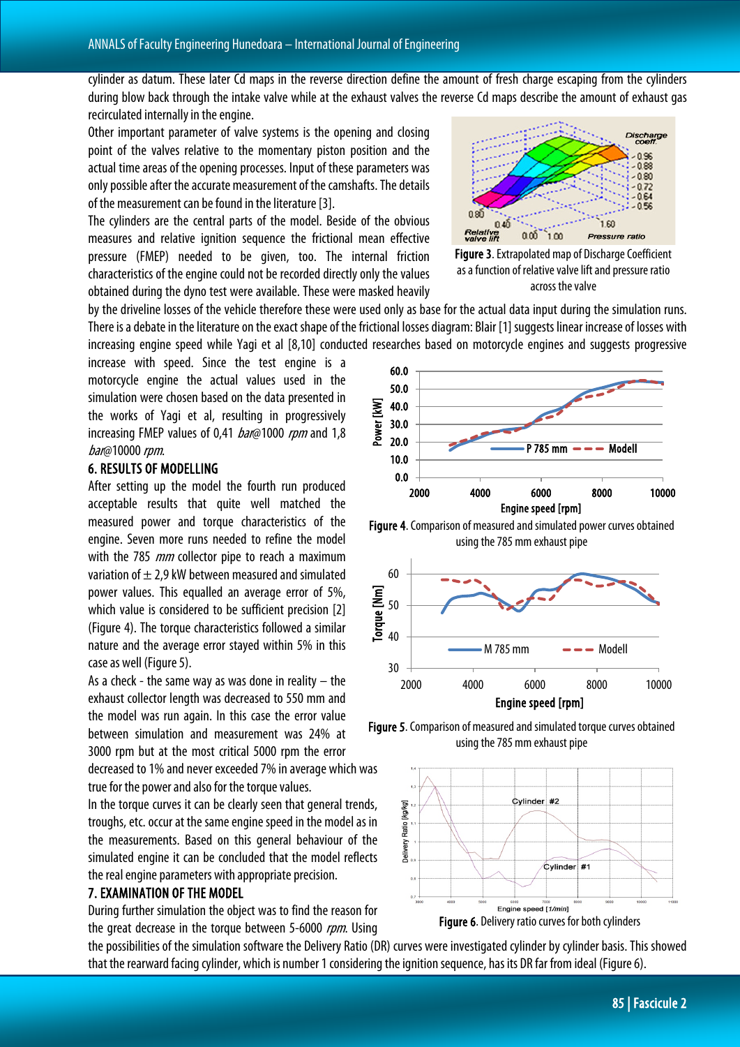cylinder as datum. These later Cd maps in the reverse direction define the amount of fresh charge escaping from the cylinders during blow back through the intake valve while at the exhaust valves the reverse Cd maps describe the amount of exhaust gas recirculated internally in the engine.

Other important parameter of valve systems is the opening and closing point of the valves relative to the momentary piston position and the actual time areas of the opening processes. Input of these parameters was only possible after the accurate measurement of the camshafts. The details of the measurement can be found in the literature [3].

The cylinders are the central parts of the model. Beside of the obvious measures and relative ignition sequence the frictional mean effective pressure (FMEP) needed to be given, too. The internal friction characteristics of the engine could not be recorded directly only the values obtained during the dyno test were available. These were masked heavily by the driveline losses of the vehicle therefore these were used only as base for the actual data input during the simulation runs. There is a debate in the literature on the exact shape of the frictional losses diagram: Blair [1] suggests linear increase of losses with increasing engine speed while Yagi et al [8,10] conducted researches based on motorcycle engines and suggests progressive increase with speed. Since the test engine is a motorcycle engine the actual values used in the simulation were chosen based on the data presented in the works of Yagi et al, resulting in progressively increasing FMEP values of 0,41 *bar*@1000 *rpm* and 1,8 *bar*@10000 *rpm*.

**Figure 3**. Extrapolated map of Discharge Coefficient as a function of relative valve lift and pressure ratio across the valve

## 6. RESULTS OF MODELLING

After setting up the model the fourth run produced acceptable results that quite well matched the measured power and torque characteristics of the engine. Seven more runs needed to refine the model with the 785 *mm* collector pipe to reach a maximum variation of ± 2,9 kW between measured and simulated power values. This equalled an average error of 5%, which value is considered to be sufficient precision [2] (Figure 4). The torque characteristics followed a similar nature and the average error stayed within 5% in this case as well (Figure 5).

**Figure 4**. Comparison of measured and simulated power curves obtained using the 785 mm exhaust pipe

**Figure 5**. Comparison of measured and simulated torque curves obtained using the 785 mm exhaust pipe

As a check - the same way as was done in reality – the exhaust collector length was decreased to 550 mm and the model was run again. In this case the error value between simulation and measurement was 24% at 3000 rpm but at the most critical 5000 rpm the error decreased to 1% and never exceeded 7% in average which was true for the power and also for the torque values.

In the torque curves it can be clearly seen that general trends, troughs, etc. occur at the same engine speed in the model as in the measurements. Based on this general behaviour of the simulated engine it can be concluded that the model reflects the real engine parameters with appropriate precision.

## 7. EXAMINATION OF THE MODEL

During further simulation the object was to find the reason for the great decrease in the torque between 5-6000 *rpm*. Using the possibilities of the simulation software the Delivery Ratio (DR) curves were investigated cylinder by cylinder basis. This showed that the rearward facing cylinder, which is number 1 considering the ignition sequence, has its DR far from ideal (Figure 6).

**Figure 6**. Delivery ratio curves for both cylinders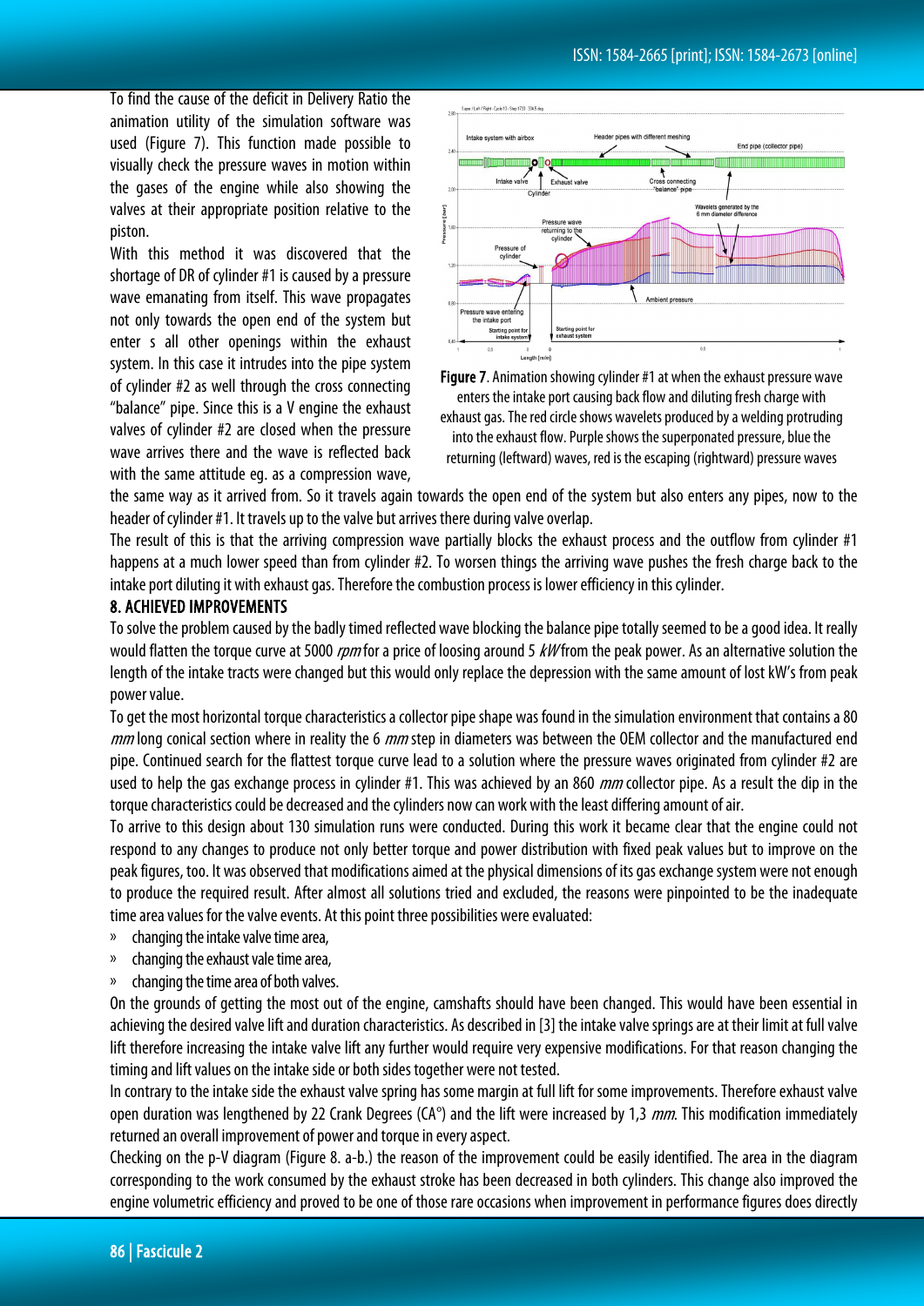To find the cause of the deficit in Delivery Ratio the animation utility of the simulation software was used (Figure 7). This function made possible to visually check the pressure waves in motion within the gases of the engine while also showing the valves at their appropriate position relative to the piston.

With this method it was discovered that the shortage of DR of cylinder #1 is caused by a pressure wave emanating from itself. This wave propagates not only towards the open end of the system but enter s all other openings within the exhaust system. In this case it intrudes into the pipe system of cylinder #2 as well through the cross connecting "balance" pipe. Since this is a V engine the exhaust valves of cylinder #2 are closed when the pressure wave arrives there and the wave is reflected back with the same attitude eg. as a compression wave, the same way as it arrived from. So it travels again towards the open end of the system but also enters any pipes, now to the header of cylinder #1. It travels up to the valve but arrives there during valve overlap.

**Figure 7**. Animation showing cylinder #1 at when the exhaust pressure wave enters the intake port causing back flow and diluting fresh charge with exhaust gas. The red circle shows wavelets produced by a welding protruding into the exhaust flow. Purple shows the superponated pressure, blue the returning (leftward) waves, red is the escaping (rightward) pressure waves

The result of this is that the arriving compression wave partially blocks the exhaust process and the outflow from cylinder #1 happens at a much lower speed than from cylinder #2. To worsen things the arriving wave pushes the fresh charge back to the intake port diluting it with exhaust gas. Therefore the combustion process is lower efficiency in this cylinder.

## 8. ACHIEVED IMPROVEMENTS

To solve the problem caused by the badly timed reflected wave blocking the balance pipe totally seemed to be a good idea. It really would flatten the torque curve at 5000 *rpm* for a price of loosing around 5 *kW* from the peak power. As an alternative solution the length of the intake tracts were changed but this would only replace the depression with the same amount of lost kW's from peak power value.

To get the most horizontal torque characteristics a collector pipe shape was found in the simulation environment that contains a 80 *mm* long conical section where in reality the 6 *mm* step in diameters was between the OEM collector and the manufactured end pipe. Continued search for the flattest torque curve lead to a solution where the pressure waves originated from cylinder #2 are used to help the gas exchange process in cylinder #1. This was achieved by an 860 *mm* collector pipe. As a result the dip in the torque characteristics could be decreased and the cylinders now can work with the least differing amount of air.

To arrive to this design about 130 simulation runs were conducted. During this work it became clear that the engine could not respond to any changes to produce not only better torque and power distribution with fixed peak values but to improve on the peak figures, too. It was observed that modifications aimed at the physical dimensions of its gas exchange system were not enough to produce the required result. After almost all solutions tried and excluded, the reasons were pinpointed to be the inadequate time area values for the valve events. At this point three possibilities were evaluated:

- changing the intake valve time area,
- changing the exhaust vale time area,
- changing the time area of both valves.

On the grounds of getting the most out of the engine, camshafts should have been changed. This would have been essential in achieving the desired valve lift and duration characteristics. As described in [3] the intake valve springs are at their limit at full valve lift therefore increasing the intake valve lift any further would require very expensive modifications. For that reason changing the timing and lift values on the intake side or both sides together were not tested.

In contrary to the intake side the exhaust valve spring has some margin at full lift for some improvements. Therefore exhaust valve open duration was lengthened by 22 Crank Degrees (CA°) and the lift were increased by 1,3 *mm*. This modification immediately returned an overall improvement of power and torque in every aspect.

Checking on the p-V diagram (Figure 8. a-b.) the reason of the improvement could be easily identified. The area in the diagram corresponding to the work consumed by the exhaust stroke has been decreased in both cylinders. This change also improved the engine volumetric efficiency and proved to be one of those rare occasions when improvement in performance figures does directly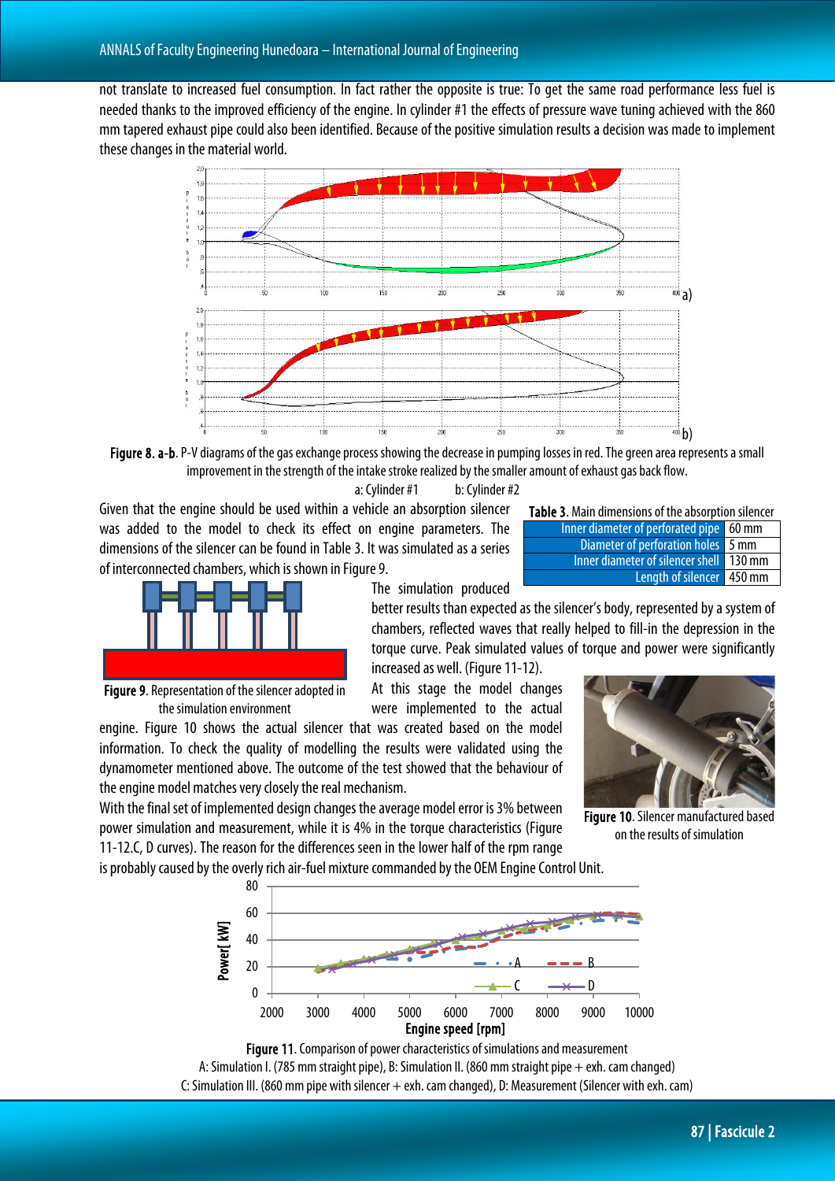not translate to increased fuel consumption. In fact rather the opposite is true: To get the same road performance less fuel is needed thanks to the improved efficiency of the engine. In cylinder #1 the effects of pressure wave tuning achieved with the 860 mm tapered exhaust pipe could also been identified. Because of the positive simulation results a decision was made to implement these changes in the material world.

**Figure 8. a-b**. P-V diagrams of the gas exchange process showing the decrease in pumping losses in red. The green area represents a small improvement in the strength of the intake stroke realized by the smaller amount of exhaust gas back flow.
a: Cylinder #1 b: Cylinder #2

Given that the engine should be used within a vehicle an absorption silencer was added to the model to check its effect on engine parameters. The dimensions of the silencer can be found in Table 3. It was simulated as a series of interconnected chambers, which is shown in Figure 9.

**Table 3**. Main dimensions of the absorption silencer

| Parameter | Value |
|---|---|
| Inner diameter of perforated pipe | 60 mm |
| Diameter of perforation holes | 5 mm |
| Inner diameter of silencer shell | 130 mm |
| Length of silencer | 450 mm |

**Figure 9**. Representation of the silencer adopted in the simulation environment

The simulation produced better results than expected as the silencer's body, represented by a system of chambers, reflected waves that really helped to fill-in the depression in the torque curve. Peak simulated values of torque and power were significantly increased as well. (Figure 11-12).

At this stage the model changes were implemented to the actual engine. Figure 10 shows the actual silencer that was created based on the model information. To check the quality of modelling the results were validated using the dynamometer mentioned above. The outcome of the test showed that the behaviour of the engine model matches very closely the real mechanism.

**Figure 10**. Silencer manufactured based on the results of simulation

With the final set of implemented design changes the average model error is 3% between power simulation and measurement, while it is 4% in the torque characteristics (Figure 11-12.C, D curves). The reason for the differences seen in the lower half of the rpm range is probably caused by the overly rich air-fuel mixture commanded by the OEM Engine Control Unit.

**Figure 11**. Comparison of power characteristics of simulations and measurement
A: Simulation I. (785 mm straight pipe), B: Simulation II. (860 mm straight pipe + exh. cam changed)
C: Simulation III. (860 mm pipe with silencer + exh. cam changed), D: Measurement (Silencer with exh. cam)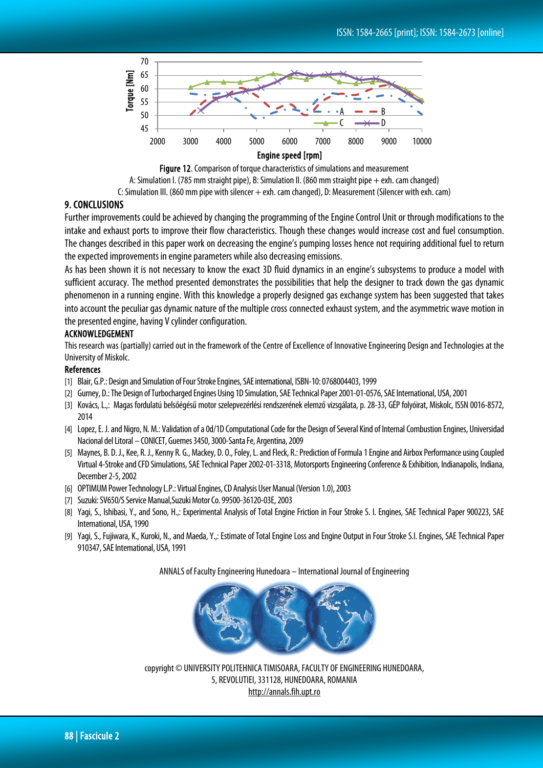70
65
60
55
50
45

Torque [Nm]

2000 3000 4000 5000 6000 7000 8000 9000 10000

Engine speed [rpm]

A B C D

**Figure 12.** Comparison of torque characteristics of simulations and measurement
A: Simulation I. (785 mm straight pipe), B: Simulation II. (860 mm straight pipe + exh. cam changed)
C: Simulation III. (860 mm pipe with silencer + exh. cam changed), D: Measurement (Silencer with exh. cam)

## 9. CONCLUSIONS

Further improvements could be achieved by changing the programming of the Engine Control Unit or through modifications to the intake and exhaust ports to improve their flow characteristics. Though these changes would increase cost and fuel consumption. The changes described in this paper work on decreasing the engine's pumping losses hence not requiring additional fuel to return the expected improvements in engine parameters while also decreasing emissions.

As has been shown it is not necessary to know the exact 3D fluid dynamics in an engine's subsystems to produce a model with sufficient accuracy. The method presented demonstrates the possibilities that help the designer to track down the gas dynamic phenomenon in a running engine. With this knowledge a properly designed gas exchange system has been suggested that takes into account the peculiar gas dynamic nature of the multiple cross connected exhaust system, and the asymmetric wave motion in the presented engine, having V cylinder configuration.

## ACKNOWLEDGEMENT

This research was (partially) carried out in the framework of the Centre of Excellence of Innovative Engineering Design and Technologies at the University of Miskolc.

## References

[1] Blair, G.P.: Design and Simulation of Four Stroke Engines, SAE international, ISBN-10: 0768004403, 1999
[2] Gurney, D.: The Design of Turbocharged Engines Using 1D Simulation, SAE Technical Paper 2001-01-0576, SAE International, USA, 2001
[3] Kovács, L.,: Magas fordulatú belsőégésű motor szelepvezérlési rendszerének elemző vizsgálata, p. 28-33, GÉP folyóirat, Miskolc, ISSN 0016-8572, 2014
[4] Lopez, E. J. and Nigro, N. M.: Validation of a 0d/1D Computational Code for the Design of Several Kind of Internal Combustion Engines, Universidad Nacional del Litoral – CONICET, Guemes 3450, 3000-Santa Fe, Argentina, 2009
[5] Maynes, B. D. J., Kee, R. J., Kenny R. G., Mackey, D. O., Foley, L. and Fleck, R.: Prediction of Formula 1 Engine and Airbox Performance using Coupled Virtual 4-Stroke and CFD Simulations, SAE Technical Paper 2002-01-3318, Motorsports Engineering Conference & Exhibition, Indianapolis, Indiana, December 2-5, 2002
[6] OPTIMUM Power Technology L.P.: Virtual Engines, CD Analysis User Manual (Version 1.0), 2003
[7] Suzuki: SV650/S Service Manual,Suzuki Motor Co. 99500-36120-03E, 2003
[8] Yagi, S., Ishibasi, Y., and Sono, H.,: Experimental Analysis of Total Engine Friction in Four Stroke S. I. Engines, SAE Technical Paper 900223, SAE International, USA, 1990
[9] Yagi, S., Fujiwara, K., Kuroki, N., and Maeda, Y.,: Estimate of Total Engine Loss and Engine Output in Four Stroke S.I. Engines, SAE Technical Paper 910347, SAE International, USA, 1991

ANNALS of Faculty Engineering Hunedoara – International Journal of Engineering

copyright © UNIVERSITY POLITEHNICA TIMISOARA, FACULTY OF ENGINEERING HUNEDOARA,
5, REVOLUTIEI, 331128, HUNEDOARA, ROMANIA
http://annals.fih.upt.ro